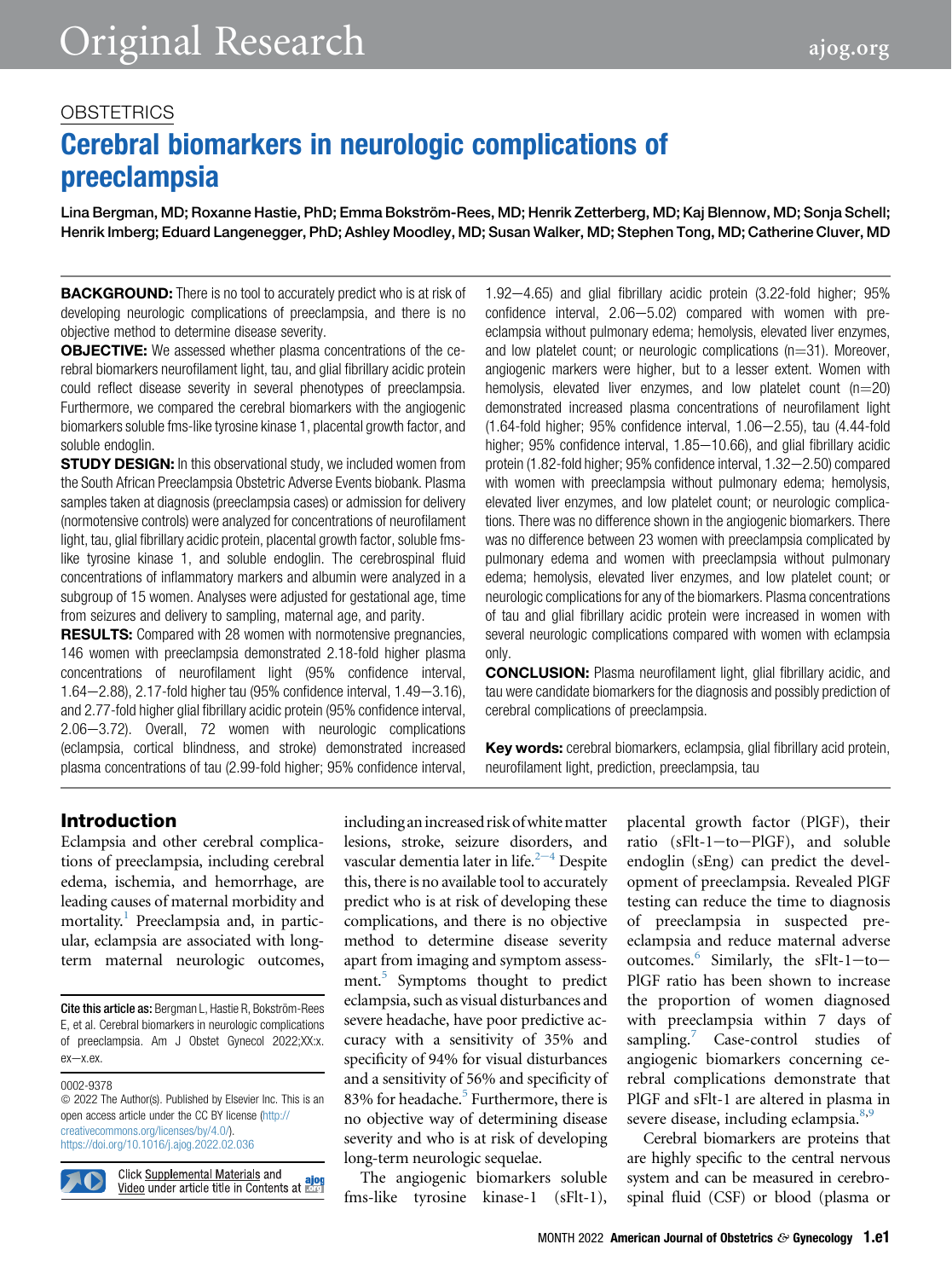OBSTETRICS

# Cerebral biomarkers in neurologic complications of preeclampsia

Lina Bergman, MD; Roxanne Hastie, PhD; Emma Bokström-Rees, MD; Henrik Zetterberg, MD; Kaj Blennow, MD; Sonja Schell; Henrik Imberg; Eduard Langenegger, PhD; Ashley Moodley, MD; Susan Walker, MD; Stephen Tong, MD; Catherine Cluver, MD

**BACKGROUND:** There is no tool to accurately predict who is at risk of developing neurologic complications of preeclampsia, and there is no objective method to determine disease severity.

**OBJECTIVE:** We assessed whether plasma concentrations of the cerebral biomarkers neurofilament light, tau, and glial fibrillary acidic protein could reflect disease severity in several phenotypes of preeclampsia. Furthermore, we compared the cerebral biomarkers with the angiogenic biomarkers soluble fms-like tyrosine kinase 1, placental growth factor, and soluble endoglin.

**STUDY DESIGN:** In this observational study, we included women from the South African Preeclampsia Obstetric Adverse Events biobank. Plasma samples taken at diagnosis (preeclampsia cases) or admission for delivery (normotensive controls) were analyzed for concentrations of neurofilament light, tau, glial fibrillary acidic protein, placental growth factor, soluble fms-like tyrosine kinase 1, and soluble endoglin. The cerebrospinal fluid concentrations of inflammatory markers and albumin were analyzed in a subgroup of 15 women. Analyses were adjusted for gestational age, time from seizures and delivery to sampling, maternal age, and parity.

**RESULTS:** Compared with 28 women with normotensive pregnancies, 146 women with preeclampsia demonstrated 2.18-fold higher plasma concentrations of neurofilament light (95% confidence interval, 1.64−2.88), 2.17-fold higher tau (95% confidence interval, 1.49−3.16), and 2.77-fold higher glial fibrillary acidic protein (95% confidence interval, 2.06−3.72). Overall, 72 women with neurologic complications (eclampsia, cortical blindness, and stroke) demonstrated increased plasma concentrations of tau (2.99-fold higher; 95% confidence interval, 1.92−4.65) and glial fibrillary acidic protein (3.22-fold higher; 95% confidence interval, 2.06−5.02) compared with women with preeclampsia without pulmonary edema; hemolysis, elevated liver enzymes, and low platelet count; or neurologic complications (n=31). Moreover, angiogenic markers were higher, but to a lesser extent. Women with hemolysis, elevated liver enzymes, and low platelet count (n=20) demonstrated increased plasma concentrations of neurofilament light (1.64-fold higher; 95% confidence interval, 1.06−2.55), tau (4.44-fold higher; 95% confidence interval, 1.85−10.66), and glial fibrillary acidic protein (1.82-fold higher; 95% confidence interval, 1.32−2.50) compared with women with preeclampsia without pulmonary edema; hemolysis, elevated liver enzymes, and low platelet count; or neurologic complications. There was no difference shown in the angiogenic biomarkers. There was no difference between 23 women with preeclampsia complicated by pulmonary edema and women with preeclampsia without pulmonary edema; hemolysis, elevated liver enzymes, and low platelet count; or neurologic complications for any of the biomarkers. Plasma concentrations of tau and glial fibrillary acidic protein were increased in women with several neurologic complications compared with women with eclampsia only.

**CONCLUSION:** Plasma neurofilament light, glial fibrillary acidic, and tau were candidate biomarkers for the diagnosis and possibly prediction of cerebral complications of preeclampsia.

**Key words:** cerebral biomarkers, eclampsia, glial fibrillary acid protein, neurofilament light, prediction, preeclampsia, tau

## Introduction

Eclampsia and other cerebral complications of preeclampsia, including cerebral edema, ischemia, and hemorrhage, are leading causes of maternal morbidity and mortality.[1] Preeclampsia and, in particular, eclampsia are associated with long-term maternal neurologic outcomes, including an increased risk of white matter lesions, stroke, seizure disorders, and vascular dementia later in life.[2–4] Despite this, there is no available tool to accurately predict who is at risk of developing these complications, and there is no objective method to determine disease severity apart from imaging and symptom assessment.[5] Symptoms thought to predict eclampsia, such as visual disturbances and severe headache, have poor predictive accuracy with a sensitivity of 35% and specificity of 94% for visual disturbances and a sensitivity of 56% and specificity of 83% for headache.[5] Furthermore, there is no objective way of determining disease severity and who is at risk of developing long-term neurologic sequelae.

The angiogenic biomarkers soluble fms-like tyrosine kinase-1 (sFlt-1), placental growth factor (PlGF), their ratio (sFlt-1−to−PlGF), and soluble endoglin (sEng) can predict the development of preeclampsia. Revealed PlGF testing can reduce the time to diagnosis of preeclampsia in suspected preeclampsia and reduce maternal adverse outcomes.[6] Similarly, the sFlt-1−to−PlGF ratio has been shown to increase the proportion of women diagnosed with preeclampsia within 7 days of sampling.[7] Case-control studies of angiogenic biomarkers concerning cerebral complications demonstrate that PlGF and sFlt-1 are altered in plasma in severe disease, including eclampsia.[8,9]

Cerebral biomarkers are proteins that are highly specific to the central nervous system and can be measured in cerebrospinal fluid (CSF) or blood (plasma or

Cite this article as: Bergman L, Hastie R, Bokström-Rees E, et al. Cerebral biomarkers in neurologic complications of preeclampsia. Am J Obstet Gynecol 2022;XX:x.ex−x.ex.

0002-9378
© 2022 The Author(s). Published by Elsevier Inc. This is an open access article under the CC BY license (http://creativecommons.org/licenses/by/4.0/).
https://doi.org/10.1016/j.ajog.2022.02.036

Click Supplemental Materials and Video under article title in Contents at ajog.org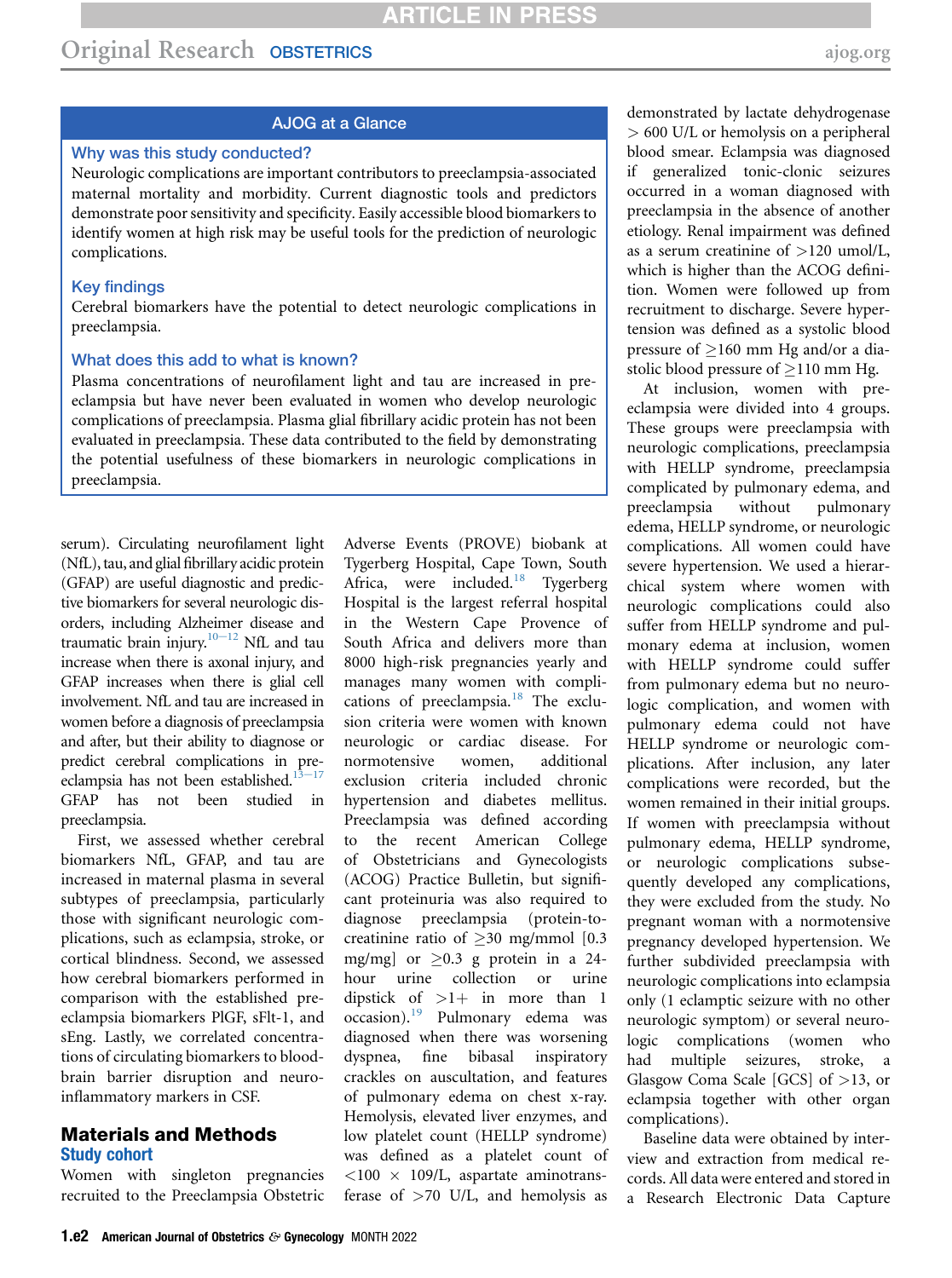## AJOG at a Glance

**Why was this study conducted?**

Neurologic complications are important contributors to preeclampsia-associated maternal mortality and morbidity. Current diagnostic tools and predictors demonstrate poor sensitivity and specificity. Easily accessible blood biomarkers to identify women at high risk may be useful tools for the prediction of neurologic complications.

**Key findings**

Cerebral biomarkers have the potential to detect neurologic complications in preeclampsia.

**What does this add to what is known?**

Plasma concentrations of neurofilament light and tau are increased in preeclampsia but have never been evaluated in women who develop neurologic complications of preeclampsia. Plasma glial fibrillary acidic protein has not been evaluated in preeclampsia. These data contributed to the field by demonstrating the potential usefulness of these biomarkers in neurologic complications in preeclampsia.

serum). Circulating neurofilament light (NfL), tau, and glial fibrillary acidic protein (GFAP) are useful diagnostic and predictive biomarkers for several neurologic disorders, including Alzheimer disease and traumatic brain injury.[10–12] NfL and tau increase when there is axonal injury, and GFAP increases when there is glial cell involvement. NfL and tau are increased in women before a diagnosis of preeclampsia and after, but their ability to diagnose or predict cerebral complications in preeclampsia has not been established.[13–17] GFAP has not been studied in preeclampsia.

First, we assessed whether cerebral biomarkers NfL, GFAP, and tau are increased in maternal plasma in several subtypes of preeclampsia, particularly those with significant neurologic complications, such as eclampsia, stroke, or cortical blindness. Second, we assessed how cerebral biomarkers performed in comparison with the established preeclampsia biomarkers PlGF, sFlt-1, and sEng. Lastly, we correlated concentrations of circulating biomarkers to blood-brain barrier disruption and neuroinflammatory markers in CSF.

## Materials and Methods

### Study cohort

Women with singleton pregnancies recruited to the Preeclampsia Obstetric Adverse Events (PROVE) biobank at Tygerberg Hospital, Cape Town, South Africa, were included.[18] Tygerberg Hospital is the largest referral hospital in the Western Cape Provence of South Africa and delivers more than 8000 high-risk pregnancies yearly and manages many women with complications of preeclampsia.[18] The exclusion criteria were women with known neurologic or cardiac disease. For normotensive women, additional exclusion criteria included chronic hypertension and diabetes mellitus. Preeclampsia was defined according to the recent American College of Obstetricians and Gynecologists (ACOG) Practice Bulletin, but significant proteinuria was also required to diagnose preeclampsia (protein-to-creatinine ratio of ≥30 mg/mmol [0.3 mg/mg] or ≥0.3 g protein in a 24-hour urine collection or urine dipstick of >1+ in more than 1 occasion).[19] Pulmonary edema was diagnosed when there was worsening dyspnea, fine bibasal inspiratory crackles on auscultation, and features of pulmonary edema on chest x-ray. Hemolysis, elevated liver enzymes, and low platelet count (HELLP syndrome) was defined as a platelet count of <100 × 109/L, aspartate aminotransferase of >70 U/L, and hemolysis as demonstrated by lactate dehydrogenase > 600 U/L or hemolysis on a peripheral blood smear. Eclampsia was diagnosed if generalized tonic-clonic seizures occurred in a woman diagnosed with preeclampsia in the absence of another etiology. Renal impairment was defined as a serum creatinine of >120 umol/L, which is higher than the ACOG definition. Women were followed up from recruitment to discharge. Severe hypertension was defined as a systolic blood pressure of ≥160 mm Hg and/or a diastolic blood pressure of ≥110 mm Hg.

At inclusion, women with preeclampsia were divided into 4 groups. These groups were preeclampsia with neurologic complications, preeclampsia with HELLP syndrome, preeclampsia complicated by pulmonary edema, and preeclampsia without pulmonary edema, HELLP syndrome, or neurologic complications. All women could have severe hypertension. We used a hierarchical system where women with neurologic complications could also suffer from HELLP syndrome and pulmonary edema at inclusion, women with HELLP syndrome could suffer from pulmonary edema but no neurologic complication, and women with pulmonary edema could not have HELLP syndrome or neurologic complications. After inclusion, any later complications were recorded, but the women remained in their initial groups. If women with preeclampsia without pulmonary edema, HELLP syndrome, or neurologic complications subsequently developed any complications, they were excluded from the study. No pregnant woman with a normotensive pregnancy developed hypertension. We further subdivided preeclampsia with neurologic complications into eclampsia only (1 eclamptic seizure with no other neurologic symptom) or several neurologic complications (women who had multiple seizures, stroke, a Glasgow Coma Scale [GCS] of >13, or eclampsia together with other organ complications).

Baseline data were obtained by interview and extraction from medical records. All data were entered and stored in a Research Electronic Data Capture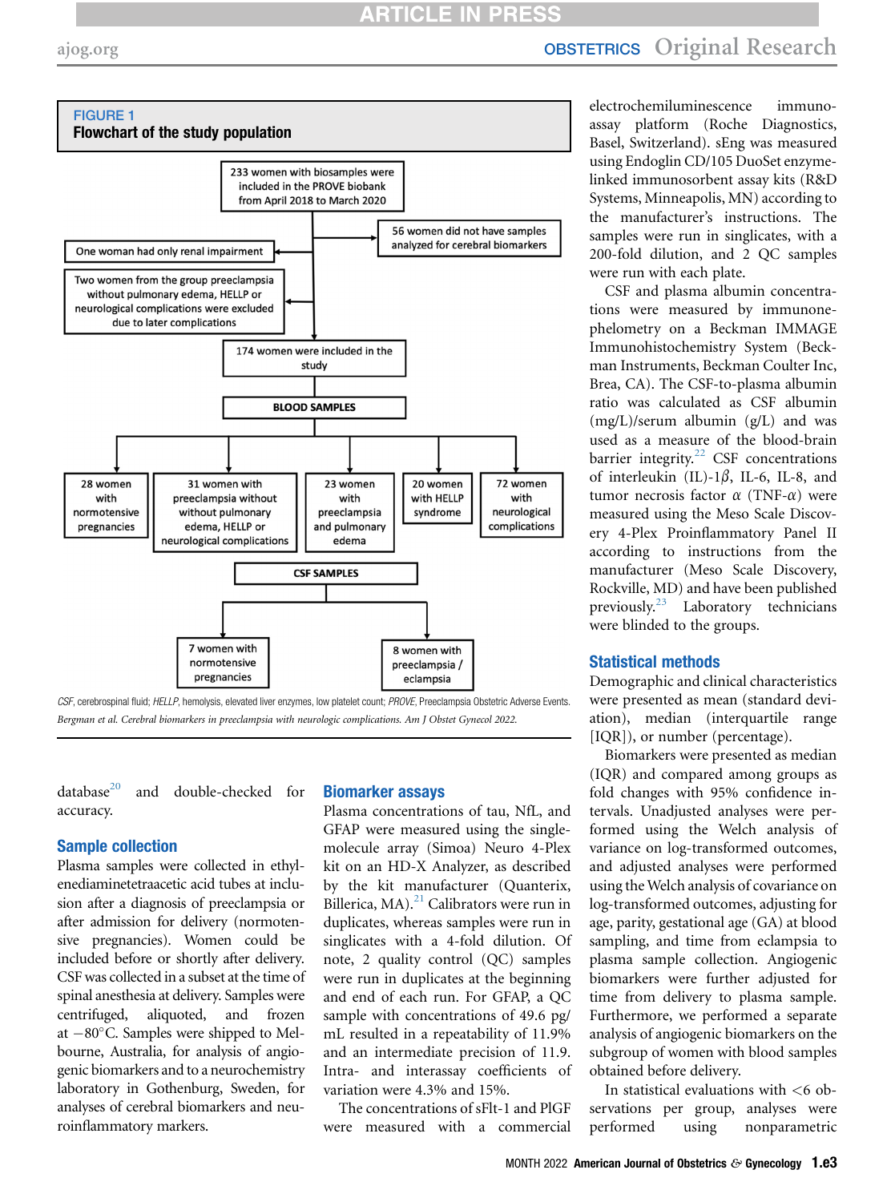**FIGURE 1**
**Flowchart of the study population**

233 women with biosamples were included in the PROVE biobank from April 2018 to March 2020

- 56 women did not have samples analyzed for cerebral biomarkers
- One woman had only renal impairment
- Two women from the group preeclampsia without pulmonary edema, HELLP or neurological complications were excluded due to later complications

174 women were included in the study

**BLOOD SAMPLES**

- 28 women with normotensive pregnancies
- 31 women with preeclampsia without pulmonary edema, HELLP or neurological complications
- 23 women with preeclampsia and pulmonary edema
- 20 women with HELLP syndrome
- 72 women with neurological complications

**CSF SAMPLES**

- 7 women with normotensive pregnancies
- 8 women with preeclampsia / eclampsia

*CSF*, cerebrospinal fluid; *HELLP*, hemolysis, elevated liver enzymes, low platelet count; *PROVE*, Preeclampsia Obstetric Adverse Events.

*Bergman et al. Cerebral biomarkers in preeclampsia with neurologic complications. Am J Obstet Gynecol 2022.*

database[20] and double-checked for accuracy.

## Sample collection

Plasma samples were collected in ethylenediaminetetraacetic acid tubes at inclusion after a diagnosis of preeclampsia or after admission for delivery (normotensive pregnancies). Women could be included before or shortly after delivery. CSF was collected in a subset at the time of spinal anesthesia at delivery. Samples were centrifuged, aliquoted, and frozen at −80°C. Samples were shipped to Melbourne, Australia, for analysis of angiogenic biomarkers and to a neurochemistry laboratory in Gothenburg, Sweden, for analyses of cerebral biomarkers and neuroinflammatory markers.

## Biomarker assays

Plasma concentrations of tau, NfL, and GFAP were measured using the single-molecule array (Simoa) Neuro 4-Plex kit on an HD-X Analyzer, as described by the kit manufacturer (Quanterix, Billerica, MA).[21] Calibrators were run in duplicates, whereas samples were run in singlicates with a 4-fold dilution. Of note, 2 quality control (QC) samples were run in duplicates at the beginning and end of each run. For GFAP, a QC sample with concentrations of 49.6 pg/mL resulted in a repeatability of 11.9% and an intermediate precision of 11.9. Intra- and interassay coefficients of variation were 4.3% and 15%.

The concentrations of sFlt-1 and PlGF were measured with a commercial electrochemiluminescence immunoassay platform (Roche Diagnostics, Basel, Switzerland). sEng was measured using Endoglin CD/105 DuoSet enzyme-linked immunosorbent assay kits (R&D Systems, Minneapolis, MN) according to the manufacturer's instructions. The samples were run in singlicates, with a 200-fold dilution, and 2 QC samples were run with each plate.

CSF and plasma albumin concentrations were measured by immunonephelometry on a Beckman IMMAGE Immunohistochemistry System (Beckman Instruments, Beckman Coulter Inc, Brea, CA). The CSF-to-plasma albumin ratio was calculated as CSF albumin (mg/L)/serum albumin (g/L) and was used as a measure of the blood-brain barrier integrity.[22] CSF concentrations of interleukin (IL)-1$\beta$, IL-6, IL-8, and tumor necrosis factor $\alpha$ (TNF-$\alpha$) were measured using the Meso Scale Discovery 4-Plex Proinflammatory Panel II according to instructions from the manufacturer (Meso Scale Discovery, Rockville, MD) and have been published previously.[23] Laboratory technicians were blinded to the groups.

## Statistical methods

Demographic and clinical characteristics were presented as mean (standard deviation), median (interquartile range [IQR]), or number (percentage).

Biomarkers were presented as median (IQR) and compared among groups as fold changes with 95% confidence intervals. Unadjusted analyses were performed using the Welch analysis of variance on log-transformed outcomes, and adjusted analyses were performed using the Welch analysis of covariance on log-transformed outcomes, adjusting for age, parity, gestational age (GA) at blood sampling, and time from eclampsia to plasma sample collection. Angiogenic biomarkers were further adjusted for time from delivery to plasma sample. Furthermore, we performed a separate analysis of angiogenic biomarkers on the subgroup of women with blood samples obtained before delivery.

In statistical evaluations with <6 observations per group, analyses were performed using nonparametric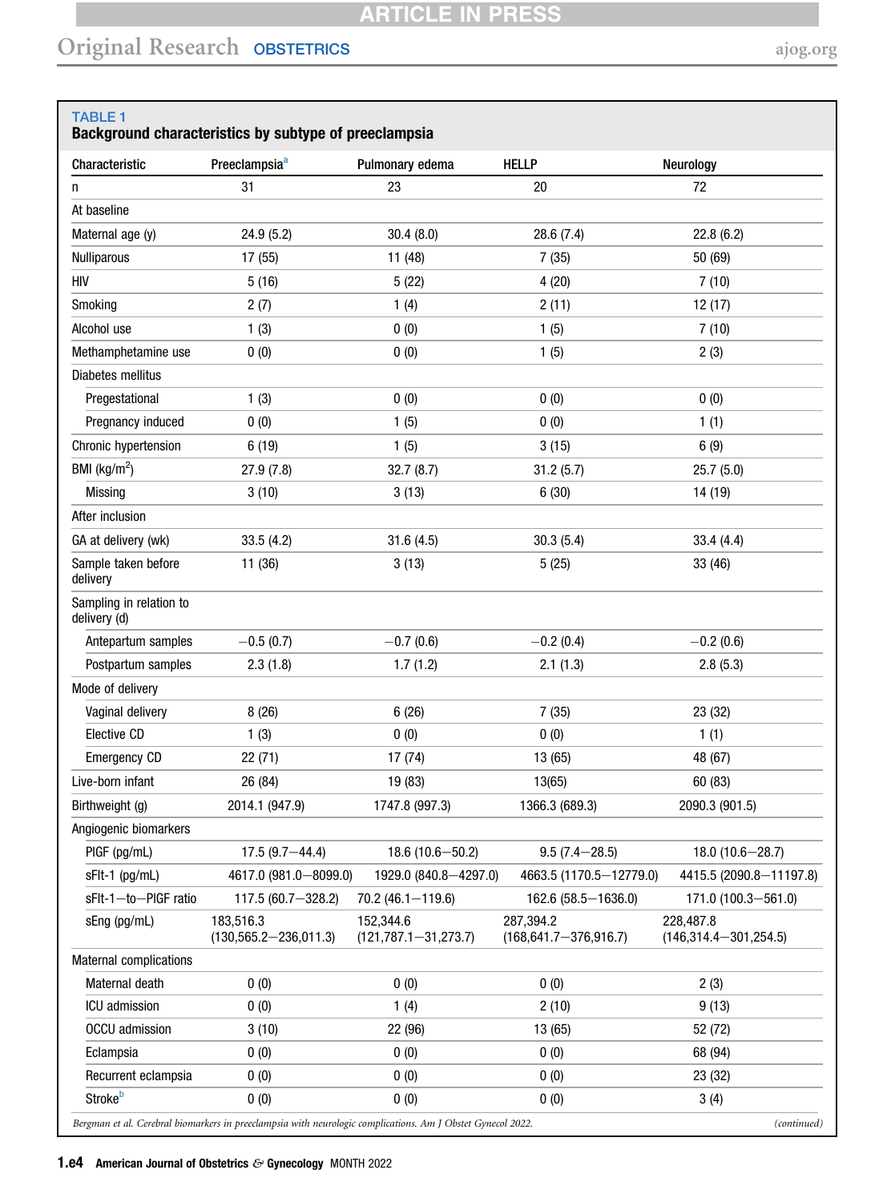**TABLE 1**
**Background characteristics by subtype of preeclampsia**

| Characteristic | Preeclampsia[a] | Pulmonary edema | HELLP | Neurology |
|---|---|---|---|---|
| n | 31 | 23 | 20 | 72 |
| At baseline | | | | |
| Maternal age (y) | 24.9 (5.2) | 30.4 (8.0) | 28.6 (7.4) | 22.8 (6.2) |
| Nulliparous | 17 (55) | 11 (48) | 7 (35) | 50 (69) |
| HIV | 5 (16) | 5 (22) | 4 (20) | 7 (10) |
| Smoking | 2 (7) | 1 (4) | 2 (11) | 12 (17) |
| Alcohol use | 1 (3) | 0 (0) | 1 (5) | 7 (10) |
| Methamphetamine use | 0 (0) | 0 (0) | 1 (5) | 2 (3) |
| Diabetes mellitus | | | | |
| Pregestational | 1 (3) | 0 (0) | 0 (0) | 0 (0) |
| Pregnancy induced | 0 (0) | 1 (5) | 0 (0) | 1 (1) |
| Chronic hypertension | 6 (19) | 1 (5) | 3 (15) | 6 (9) |
| BMI (kg/m$^2$) | 27.9 (7.8) | 32.7 (8.7) | 31.2 (5.7) | 25.7 (5.0) |
| Missing | 3 (10) | 3 (13) | 6 (30) | 14 (19) |
| After inclusion | | | | |
| GA at delivery (wk) | 33.5 (4.2) | 31.6 (4.5) | 30.3 (5.4) | 33.4 (4.4) |
| Sample taken before delivery | 11 (36) | 3 (13) | 5 (25) | 33 (46) |
| Sampling in relation to delivery (d) | | | | |
| Antepartum samples | −0.5 (0.7) | −0.7 (0.6) | −0.2 (0.4) | −0.2 (0.6) |
| Postpartum samples | 2.3 (1.8) | 1.7 (1.2) | 2.1 (1.3) | 2.8 (5.3) |
| Mode of delivery | | | | |
| Vaginal delivery | 8 (26) | 6 (26) | 7 (35) | 23 (32) |
| Elective CD | 1 (3) | 0 (0) | 0 (0) | 1 (1) |
| Emergency CD | 22 (71) | 17 (74) | 13 (65) | 48 (67) |
| Live-born infant | 26 (84) | 19 (83) | 13(65) | 60 (83) |
| Birthweight (g) | 2014.1 (947.9) | 1747.8 (997.3) | 1366.3 (689.3) | 2090.3 (901.5) |
| Angiogenic biomarkers | | | | |
| PlGF (pg/mL) | 17.5 (9.7−44.4) | 18.6 (10.6−50.2) | 9.5 (7.4−28.5) | 18.0 (10.6−28.7) |
| sFlt-1 (pg/mL) | 4617.0 (981.0−8099.0) | 1929.0 (840.8−4297.0) | 4663.5 (1170.5−12779.0) | 4415.5 (2090.8−11197.8) |
| sFlt-1−to−PlGF ratio | 117.5 (60.7−328.2) | 70.2 (46.1−119.6) | 162.6 (58.5−1636.0) | 171.0 (100.3−561.0) |
| sEng (pg/mL) | 183,516.3 (130,565.2−236,011.3) | 152,344.6 (121,787.1−31,273.7) | 287,394.2 (168,641.7−376,916.7) | 228,487.8 (146,314.4−301,254.5) |
| Maternal complications | | | | |
| Maternal death | 0 (0) | 0 (0) | 0 (0) | 2 (3) |
| ICU admission | 0 (0) | 1 (4) | 2 (10) | 9 (13) |
| OCCU admission | 3 (10) | 22 (96) | 13 (65) | 52 (72) |
| Eclampsia | 0 (0) | 0 (0) | 0 (0) | 68 (94) |
| Recurrent eclampsia | 0 (0) | 0 (0) | 0 (0) | 23 (32) |
| Stroke[b] | 0 (0) | 0 (0) | 0 (0) | 3 (4) |

*Bergman et al. Cerebral biomarkers in preeclampsia with neurologic complications. Am J Obstet Gynecol 2022.* *(continued)*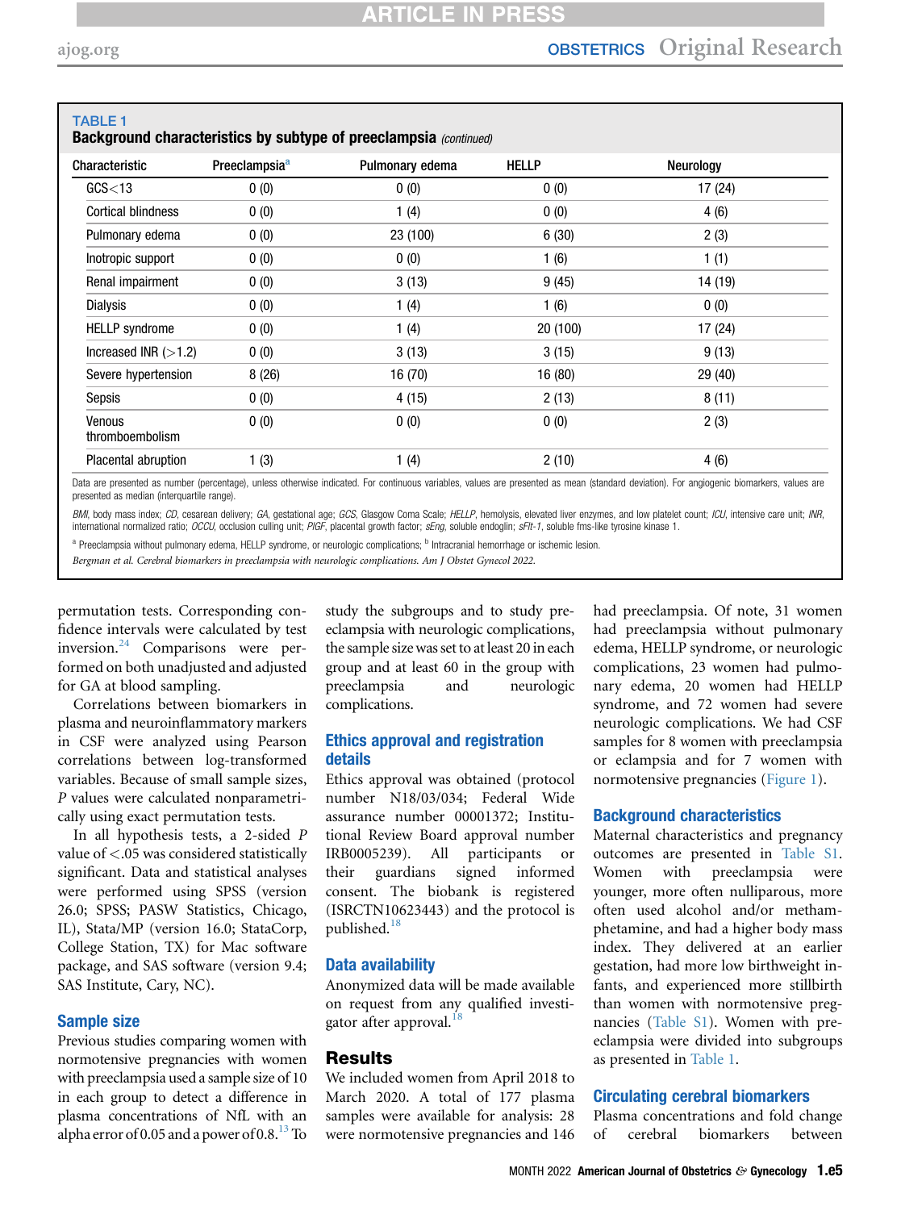**TABLE 1**
**Background characteristics by subtype of preeclampsia** *(continued)*

| Characteristic | Preeclampsia[a] | Pulmonary edema | HELLP | Neurology |
|---|---|---|---|---|
| GCS<13 | 0 (0) | 0 (0) | 0 (0) | 17 (24) |
| Cortical blindness | 0 (0) | 1 (4) | 0 (0) | 4 (6) |
| Pulmonary edema | 0 (0) | 23 (100) | 6 (30) | 2 (3) |
| Inotropic support | 0 (0) | 0 (0) | 1 (6) | 1 (1) |
| Renal impairment | 0 (0) | 3 (13) | 9 (45) | 14 (19) |
| Dialysis | 0 (0) | 1 (4) | 1 (6) | 0 (0) |
| HELLP syndrome | 0 (0) | 1 (4) | 20 (100) | 17 (24) |
| Increased INR (>1.2) | 0 (0) | 3 (13) | 3 (15) | 9 (13) |
| Severe hypertension | 8 (26) | 16 (70) | 16 (80) | 29 (40) |
| Sepsis | 0 (0) | 4 (15) | 2 (13) | 8 (11) |
| Venous thromboembolism | 0 (0) | 0 (0) | 0 (0) | 2 (3) |
| Placental abruption | 1 (3) | 1 (4) | 2 (10) | 4 (6) |

Data are presented as number (percentage), unless otherwise indicated. For continuous variables, values are presented as mean (standard deviation). For angiogenic biomarkers, values are presented as median (interquartile range).

*BMI*, body mass index; *CD*, cesarean delivery; *GA*, gestational age; *GCS*, Glasgow Coma Scale; *HELLP*, hemolysis, elevated liver enzymes, and low platelet count; *ICU*, intensive care unit; *INR*, international normalized ratio; *OCCU*, occlusion culling unit; *PIGF*, placental growth factor; *sEng*, soluble endoglin; *sFlt-1*, soluble fms-like tyrosine kinase 1.

[a] Preeclampsia without pulmonary edema, HELLP syndrome, or neurologic complications; [b] Intracranial hemorrhage or ischemic lesion.

*Bergman et al. Cerebral biomarkers in preeclampsia with neurologic complications. Am J Obstet Gynecol 2022.*

permutation tests. Corresponding confidence intervals were calculated by test inversion.[24] Comparisons were performed on both unadjusted and adjusted for GA at blood sampling.

Correlations between biomarkers in plasma and neuroinflammatory markers in CSF were analyzed using Pearson correlations between log-transformed variables. Because of small sample sizes, *P* values were calculated nonparametrically using exact permutation tests.

In all hypothesis tests, a 2-sided *P* value of <.05 was considered statistically significant. Data and statistical analyses were performed using SPSS (version 26.0; SPSS; PASW Statistics, Chicago, IL), Stata/MP (version 16.0; StataCorp, College Station, TX) for Mac software package, and SAS software (version 9.4; SAS Institute, Cary, NC).

### Sample size

Previous studies comparing women with normotensive pregnancies with women with preeclampsia used a sample size of 10 in each group to detect a difference in plasma concentrations of NfL with an alpha error of 0.05 and a power of 0.8.[13] To study the subgroups and to study preeclampsia with neurologic complications, the sample size was set to at least 20 in each group and at least 60 in the group with preeclampsia and neurologic complications.

### Ethics approval and registration details

Ethics approval was obtained (protocol number N18/03/034; Federal Wide assurance number 00001372; Institutional Review Board approval number IRB0005239). All participants or their guardians signed informed consent. The biobank is registered (ISRCTN10623443) and the protocol is published.[18]

### Data availability

Anonymized data will be made available on request from any qualified investigator after approval.[18]

## Results

We included women from April 2018 to March 2020. A total of 177 plasma samples were available for analysis: 28 were normotensive pregnancies and 146 had preeclampsia. Of note, 31 women had preeclampsia without pulmonary edema, HELLP syndrome, or neurologic complications, 23 women had pulmonary edema, 20 women had HELLP syndrome, and 72 women had severe neurologic complications. We had CSF samples for 8 women with preeclampsia or eclampsia and for 7 women with normotensive pregnancies (Figure 1).

### Background characteristics

Maternal characteristics and pregnancy outcomes are presented in Table S1. Women with preeclampsia were younger, more often nulliparous, more often used alcohol and/or methamphetamine, and had a higher body mass index. They delivered at an earlier gestation, had more low birthweight infants, and experienced more stillbirth than women with normotensive pregnancies (Table S1). Women with preeclampsia were divided into subgroups as presented in Table 1.

### Circulating cerebral biomarkers

Plasma concentrations and fold change of cerebral biomarkers between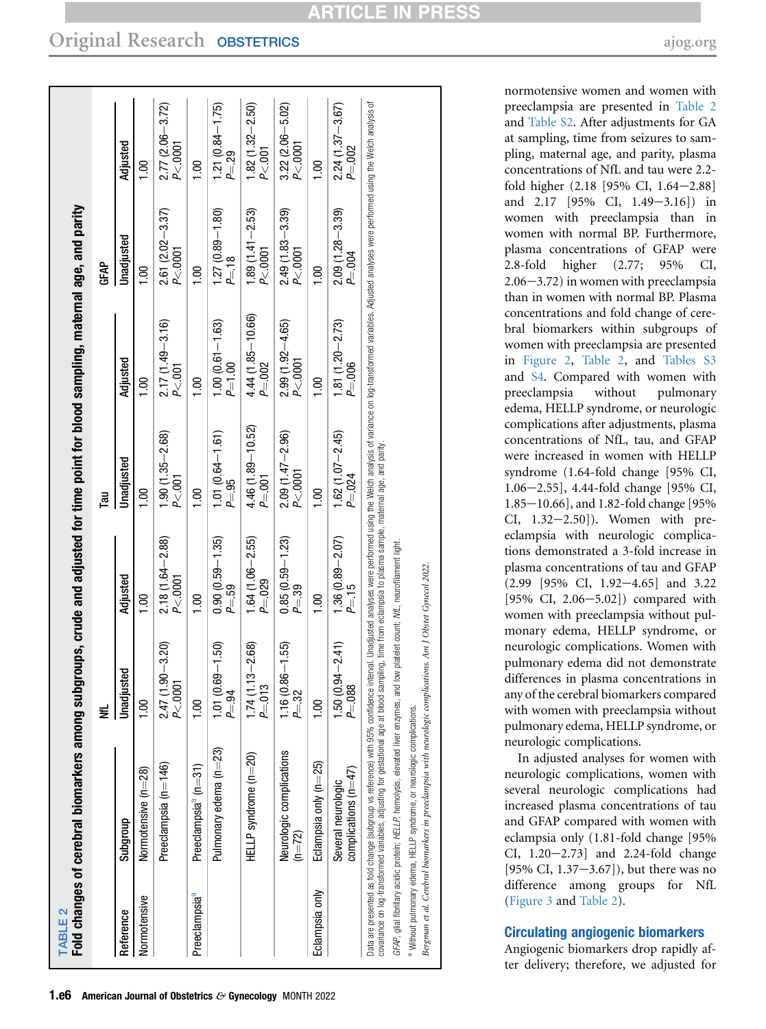**TABLE 2**
**Fold changes of cerebral biomarkers among subgroups, crude and adjusted for time point for blood sampling, maternal age, and parity**

| Reference | Subgroup | NfL | | Tau | | GFAP | |
|---|---|---|---|---|---|---|---|
| | | Unadjusted | Adjusted | Unadjusted | Adjusted | Unadjusted | Adjusted |
| Normotensive | Normotensive (n=28) | 1.00 | 1.00 | 1.00 | 1.00 | 1.00 | 1.00 |
| | Preeclampsia (n=146) | 2.47 (1.90–3.20) $P<.0001$ | 2.18 (1.64–2.88) $P<.0001$ | 1.90 (1.35–2.68) $P<.001$ | 2.17 (1.49–3.16) $P<.001$ | 2.61 (2.02–3.37) $P<.0001$ | 2.77 (2.06–3.72) $P<.0001$ |
| Preeclampsia[a] | Preeclampsia[a] (n=31) | 1.00 | 1.00 | 1.00 | 1.00 | 1.00 | 1.00 |
| | Pulmonary edema (n=23) | 1.01 (0.69–1.50) $P=.94$ | 0.90 (0.59–1.35) $P=.59$ | 1.01 (0.64–1.61) $P=.95$ | 1.00 (0.61–1.63) $P=1.00$ | 1.27 (0.89–1.80) $P=.18$ | 1.21 (0.84–1.75) $P=.29$ |
| | HELLP syndrome (n=20) | 1.74 (1.13–2.68) $P=.013$ | 1.64 (1.06–2.55) $P=.029$ | 4.46 (1.89–10.52) $P=.001$ | 4.44 (1.85–10.66) $P=.002$ | 1.89 (1.41–2.53) $P<.0001$ | 1.82 (1.32–2.50) $P<.001$ |
| | Neurologic complications (n=72) | 1.16 (0.86–1.55) $P=.32$ | 0.85 (0.59–1.23) $P=.39$ | 2.09 (1.47–2.96) $P<.0001$ | 2.99 (1.92–4.65) $P<.0001$ | 2.49 (1.83–3.39) $P<.0001$ | 3.22 (2.06–5.02) $P<.0001$ |
| Eclampsia only | Eclampsia only (n=25) | 1.00 | 1.00 | 1.00 | 1.00 | 1.00 | 1.00 |
| | Several neurologic complications (n=47) | 1.50 (0.94–2.41) $P=.088$ | 1.36 (0.89–2.07) $P=.15$ | 1.62 (1.07–2.45) $P=.024$ | 1.81 (1.20–2.73) $P=.006$ | 2.09 (1.28–3.39) $P=.004$ | 2.24 (1.37–3.67) $P=.002$ |

Data are presented as fold change (subgroup vs reference) with 95% confidence interval. Unadjusted analyses were performed using the Welch analysis of variance on log-transformed variables. Adjusted analyses were performed using the Welch analysis of covariance on log-transformed variables, adjusting for gestational age at blood sampling, time from eclampsia to plasma sample, maternal age, and parity.

*GFAP*, glial fibrillary acidic protein; *HELLP*, hemolysis, elevated liver enzymes, and low platelet count; *NfL*, neurofilament light.

[a] Without pulmonary edema, HELLP syndrome, or neurologic complications.

*Bergman et al. Cerebral biomarkers in preeclampsia with neurologic complications. Am J Obstet Gynecol 2022.*

normotensive women and women with preeclampsia are presented in Table 2 and Table S2. After adjustments for GA at sampling, time from seizures to sampling, maternal age, and parity, plasma concentrations of NfL and tau were 2.2-fold higher (2.18 [95% CI, 1.64−2.88] and 2.17 [95% CI, 1.49−3.16]) in women with preeclampsia than in women with normal BP. Furthermore, plasma concentrations of GFAP were 2.8-fold higher (2.77; 95% CI, 2.06−3.72) in women with preeclampsia than in women with normal BP. Plasma concentrations and fold change of cerebral biomarkers within subgroups of women with preeclampsia are presented in Figure 2, Table 2, and Tables S3 and S4. Compared with women with preeclampsia without pulmonary edema, HELLP syndrome, or neurologic complications after adjustments, plasma concentrations of NfL, tau, and GFAP were increased in women with HELLP syndrome (1.64-fold change [95% CI, 1.06−2.55], 4.44-fold change [95% CI, 1.85−10.66], and 1.82-fold change [95% CI, 1.32−2.50]). Women with preeclampsia with neurologic complications demonstrated a 3-fold increase in plasma concentrations of tau and GFAP (2.99 [95% CI, 1.92−4.65] and 3.22 [95% CI, 2.06−5.02]) compared with women with preeclampsia without pulmonary edema, HELLP syndrome, or neurologic complications. Women with pulmonary edema did not demonstrate differences in plasma concentrations in any of the cerebral biomarkers compared with women with preeclampsia without pulmonary edema, HELLP syndrome, or neurologic complications.

In adjusted analyses for women with neurologic complications, women with several neurologic complications had increased plasma concentrations of tau and GFAP compared with women with eclampsia only (1.81-fold change [95% CI, 1.20−2.73] and 2.24-fold change [95% CI, 1.37−3.67]), but there was no difference among groups for NfL (Figure 3 and Table 2).

### Circulating angiogenic biomarkers

Angiogenic biomarkers drop rapidly after delivery; therefore, we adjusted for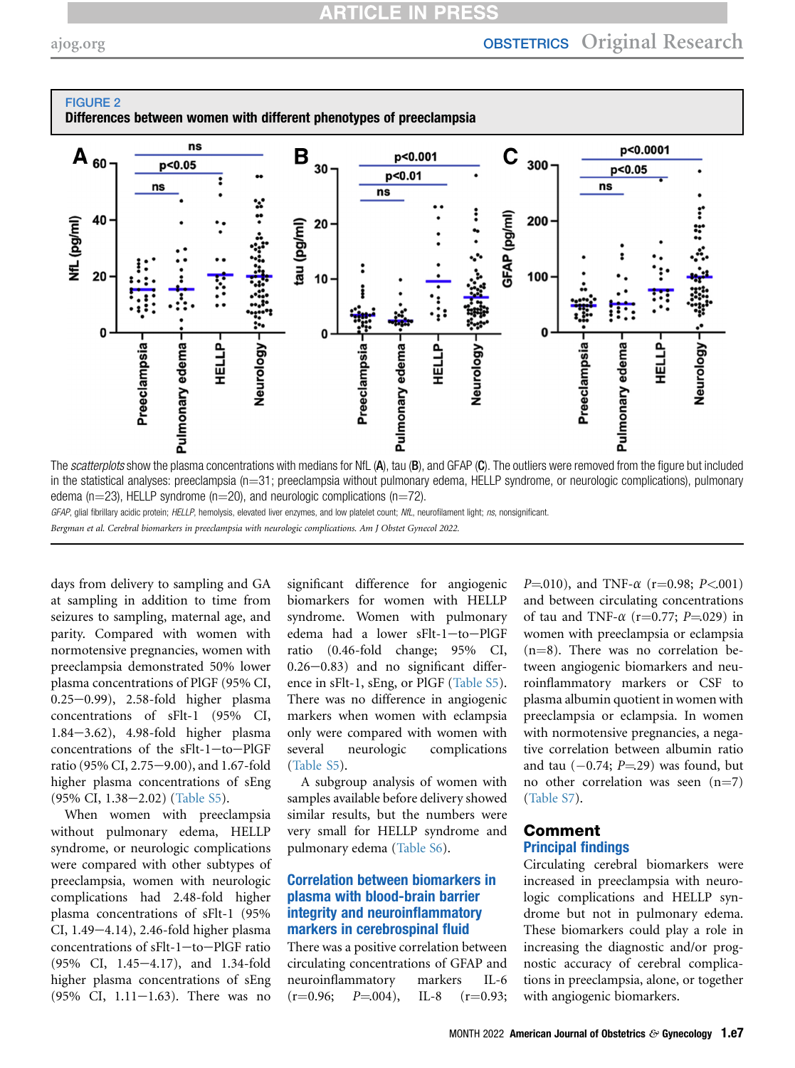**FIGURE 2**
**Differences between women with different phenotypes of preeclampsia**

The *scatterplots* show the plasma concentrations with medians for NfL (**A**), tau (**B**), and GFAP (**C**). The outliers were removed from the figure but included in the statistical analyses: preeclampsia (n=31; preeclampsia without pulmonary edema, HELLP syndrome, or neurologic complications), pulmonary edema (n=23), HELLP syndrome (n=20), and neurologic complications (n=72).

*GFAP*, glial fibrillary acidic protein; *HELLP*, hemolysis, elevated liver enzymes, and low platelet count; *NfL*, neurofilament light; *ns*, nonsignificant.

*Bergman et al. Cerebral biomarkers in preeclampsia with neurologic complications. Am J Obstet Gynecol 2022.*

days from delivery to sampling and GA at sampling in addition to time from seizures to sampling, maternal age, and parity. Compared with women with normotensive pregnancies, women with preeclampsia demonstrated 50% lower plasma concentrations of PlGF (95% CI, 0.25−0.99), 2.58-fold higher plasma concentrations of sFlt-1 (95% CI, 1.84−3.62), 4.98-fold higher plasma concentrations of the sFlt-1−to−PlGF ratio (95% CI, 2.75−9.00), and 1.67-fold higher plasma concentrations of sEng (95% CI, 1.38−2.02) (Table S5).

When women with preeclampsia without pulmonary edema, HELLP syndrome, or neurologic complications were compared with other subtypes of preeclampsia, women with neurologic complications had 2.48-fold higher plasma concentrations of sFlt-1 (95% CI, 1.49−4.14), 2.46-fold higher plasma concentrations of sFlt-1−to−PlGF ratio (95% CI, 1.45−4.17), and 1.34-fold higher plasma concentrations of sEng (95% CI, 1.11−1.63). There was no significant difference for angiogenic biomarkers for women with HELLP syndrome. Women with pulmonary edema had a lower sFlt-1−to−PlGF ratio (0.46-fold change; 95% CI, 0.26−0.83) and no significant difference in sFlt-1, sEng, or PlGF (Table S5). There was no difference in angiogenic markers when women with eclampsia only were compared with women with several neurologic complications (Table S5).

A subgroup analysis of women with samples available before delivery showed similar results, but the numbers were very small for HELLP syndrome and pulmonary edema (Table S6).

### Correlation between biomarkers in plasma with blood-brain barrier integrity and neuroinflammatory markers in cerebrospinal fluid

There was a positive correlation between circulating concentrations of GFAP and neuroinflammatory markers IL-6 (r=0.96; $P$=.004), IL-8 (r=0.93; $P$=.010), and TNF-$\alpha$ (r=0.98; $P$<.001) and between circulating concentrations of tau and TNF-$\alpha$ (r=0.77; $P$=.029) in women with preeclampsia or eclampsia (n=8). There was no correlation between angiogenic biomarkers and neuroinflammatory markers or CSF to plasma albumin quotient in women with preeclampsia or eclampsia. In women with normotensive pregnancies, a negative correlation between albumin ratio and tau (−0.74; $P$=.29) was found, but no other correlation was seen (n=7) (Table S7).

## Comment

### Principal findings

Circulating cerebral biomarkers were increased in preeclampsia with neurologic complications and HELLP syndrome but not in pulmonary edema. These biomarkers could play a role in increasing the diagnostic and/or prognostic accuracy of cerebral complications in preeclampsia, alone, or together with angiogenic biomarkers.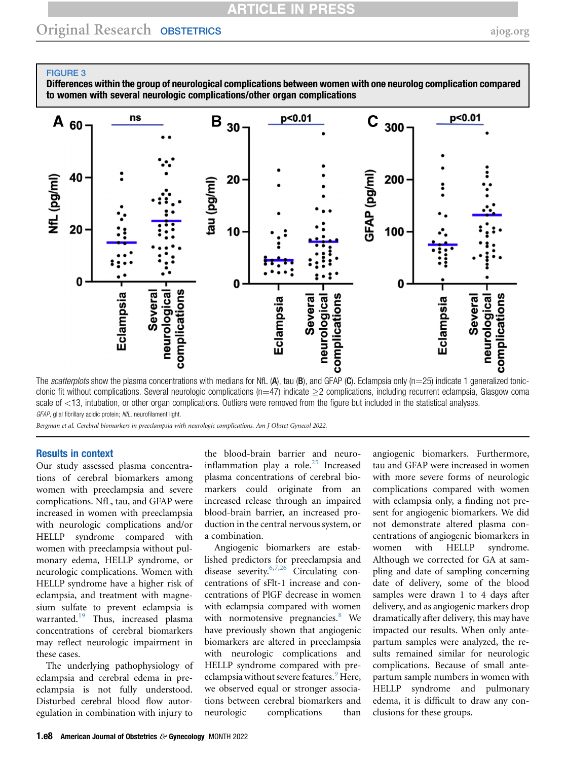FIGURE 3

**Differences within the group of neurological complications between women with one neurolog complication compared to women with several neurologic complications/other organ complications**

The *scatterplots* show the plasma concentrations with medians for NfL (**A**), tau (**B**), and GFAP (**C**). Eclampsia only (n=25) indicate 1 generalized tonic-clonic fit without complications. Several neurologic complications (n=47) indicate ≥2 complications, including recurrent eclampsia, Glasgow coma scale of <13, intubation, or other organ complications. Outliers were removed from the figure but included in the statistical analyses.

*GFAP*, glial fibrillary acidic protein; *NfL*, neurofilament light.

*Bergman et al. Cerebral biomarkers in preeclampsia with neurologic complications. Am J Obstet Gynecol 2022.*

## Results in context

Our study assessed plasma concentrations of cerebral biomarkers among women with preeclampsia and severe complications. NfL, tau, and GFAP were increased in women with preeclampsia with neurologic complications and/or HELLP syndrome compared with women with preeclampsia without pulmonary edema, HELLP syndrome, or neurologic complications. Women with HELLP syndrome have a higher risk of eclampsia, and treatment with magnesium sulfate to prevent eclampsia is warranted.[19] Thus, increased plasma concentrations of cerebral biomarkers may reflect neurologic impairment in these cases.

The underlying pathophysiology of eclampsia and cerebral edema in preeclampsia is not fully understood. Disturbed cerebral blood flow autoregulation in combination with injury to the blood-brain barrier and neuroinflammation play a role.[25] Increased plasma concentrations of cerebral biomarkers could originate from an increased release through an impaired blood-brain barrier, an increased production in the central nervous system, or a combination.

Angiogenic biomarkers are established predictors for preeclampsia and disease severity.[6,7,26] Circulating concentrations of sFlt-1 increase and concentrations of PlGF decrease in women with eclampsia compared with women with normotensive pregnancies.[8] We have previously shown that angiogenic biomarkers are altered in preeclampsia with neurologic complications and HELLP syndrome compared with preeclampsia without severe features.[9] Here, we observed equal or stronger associations between cerebral biomarkers and neurologic complications than angiogenic biomarkers. Furthermore, tau and GFAP were increased in women with more severe forms of neurologic complications compared with women with eclampsia only, a finding not present for angiogenic biomarkers. We did not demonstrate altered plasma concentrations of angiogenic biomarkers in women with HELLP syndrome. Although we corrected for GA at sampling and date of sampling concerning date of delivery, some of the blood samples were drawn 1 to 4 days after delivery, and as angiogenic markers drop dramatically after delivery, this may have impacted our results. When only antepartum samples were analyzed, the results remained similar for neurologic complications. Because of small antepartum sample numbers in women with HELLP syndrome and pulmonary edema, it is difficult to draw any conclusions for these groups.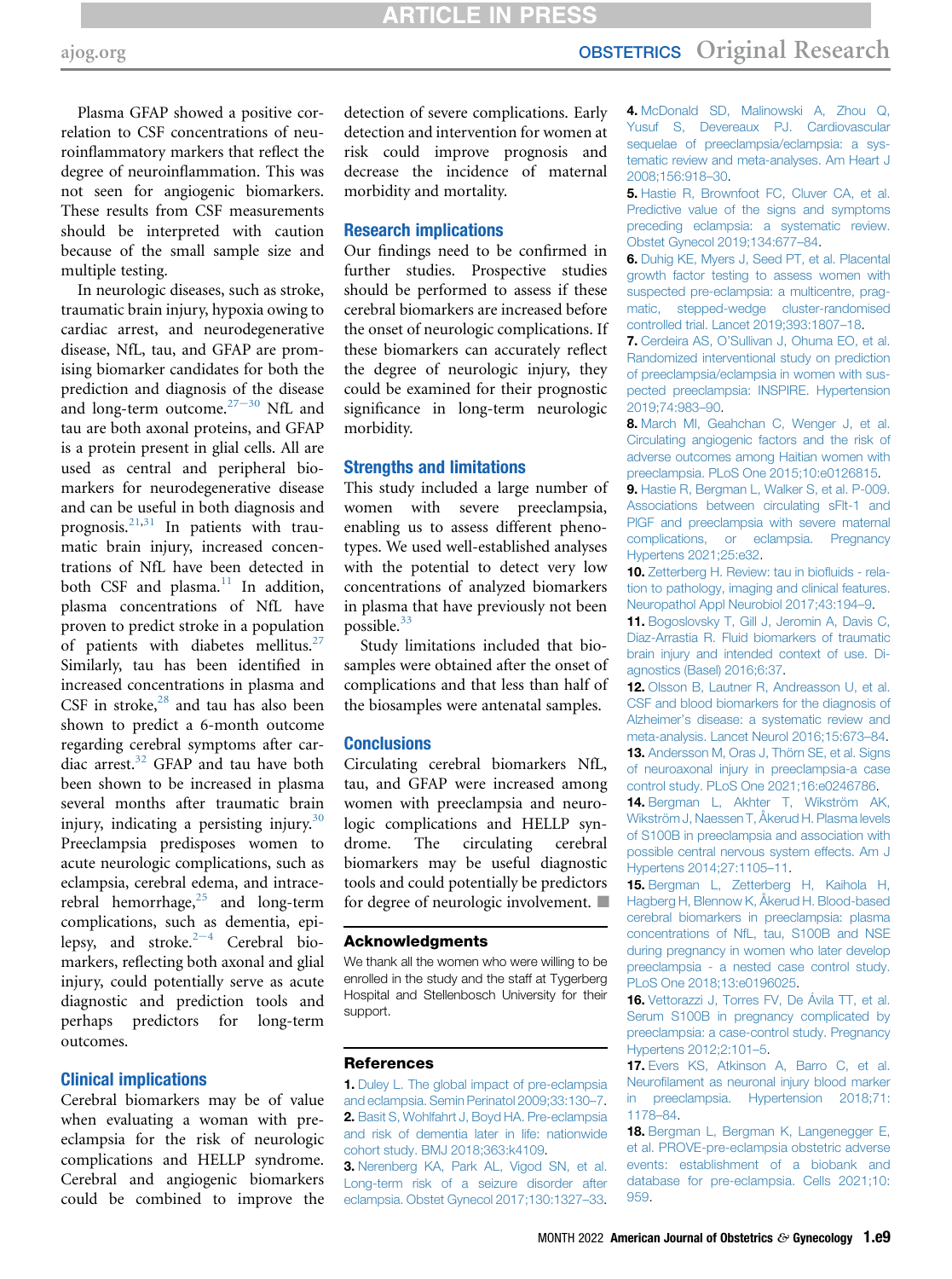Plasma GFAP showed a positive correlation to CSF concentrations of neuroinflammatory markers that reflect the degree of neuroinflammation. This was not seen for angiogenic biomarkers. These results from CSF measurements should be interpreted with caution because of the small sample size and multiple testing.

In neurologic diseases, such as stroke, traumatic brain injury, hypoxia owing to cardiac arrest, and neurodegenerative disease, NfL, tau, and GFAP are promising biomarker candidates for both the prediction and diagnosis of the disease and long-term outcome.[27–30] NfL and tau are both axonal proteins, and GFAP is a protein present in glial cells. All are used as central and peripheral biomarkers for neurodegenerative disease and can be useful in both diagnosis and prognosis.[21,31] In patients with traumatic brain injury, increased concentrations of NfL have been detected in both CSF and plasma.[11] In addition, plasma concentrations of NfL have proven to predict stroke in a population of patients with diabetes mellitus.[27] Similarly, tau has been identified in increased concentrations in plasma and CSF in stroke,[28] and tau has also been shown to predict a 6-month outcome regarding cerebral symptoms after cardiac arrest.[32] GFAP and tau have both been shown to be increased in plasma several months after traumatic brain injury, indicating a persisting injury.[30] Preeclampsia predisposes women to acute neurologic complications, such as eclampsia, cerebral edema, and intracerebral hemorrhage,[25] and long-term complications, such as dementia, epilepsy, and stroke.[2–4] Cerebral biomarkers, reflecting both axonal and glial injury, could potentially serve as acute diagnostic and prediction tools and perhaps predictors for long-term outcomes.

## Clinical implications

Cerebral biomarkers may be of value when evaluating a woman with preeclampsia for the risk of neurologic complications and HELLP syndrome. Cerebral and angiogenic biomarkers could be combined to improve the detection of severe complications. Early detection and intervention for women at risk could improve prognosis and decrease the incidence of maternal morbidity and mortality.

## Research implications

Our findings need to be confirmed in further studies. Prospective studies should be performed to assess if these cerebral biomarkers are increased before the onset of neurologic complications. If these biomarkers can accurately reflect the degree of neurologic injury, they could be examined for their prognostic significance in long-term neurologic morbidity.

## Strengths and limitations

This study included a large number of women with severe preeclampsia, enabling us to assess different phenotypes. We used well-established analyses with the potential to detect very low concentrations of analyzed biomarkers in plasma that have previously not been possible.[33]

Study limitations included that biosamples were obtained after the onset of complications and that less than half of the biosamples were antenatal samples.

## Conclusions

Circulating cerebral biomarkers NfL, tau, and GFAP were increased among women with preeclampsia and neurologic complications and HELLP syndrome. The circulating cerebral biomarkers may be useful diagnostic tools and could potentially be predictors for degree of neurologic involvement. ■

### Acknowledgments

We thank all the women who were willing to be enrolled in the study and the staff at Tygerberg Hospital and Stellenbosch University for their support.

### References

1. Duley L. The global impact of pre-eclampsia and eclampsia. Semin Perinatol 2009;33:130–7.
2. Basit S, Wohlfahrt J, Boyd HA. Pre-eclampsia and risk of dementia later in life: nationwide cohort study. BMJ 2018;363:k4109.
3. Nerenberg KA, Park AL, Vigod SN, et al. Long-term risk of a seizure disorder after eclampsia. Obstet Gynecol 2017;130:1327–33.
4. McDonald SD, Malinowski A, Zhou Q, Yusuf S, Devereaux PJ. Cardiovascular sequelae of preeclampsia/eclampsia: a systematic review and meta-analyses. Am Heart J 2008;156:918–30.
5. Hastie R, Brownfoot FC, Cluver CA, et al. Predictive value of the signs and symptoms preceding eclampsia: a systematic review. Obstet Gynecol 2019;134:677–84.
6. Duhig KE, Myers J, Seed PT, et al. Placental growth factor testing to assess women with suspected pre-eclampsia: a multicentre, pragmatic, stepped-wedge cluster-randomised controlled trial. Lancet 2019;393:1807–18.
7. Cerdeira AS, O'Sullivan J, Ohuma EO, et al. Randomized interventional study on prediction of preeclampsia/eclampsia in women with suspected preeclampsia: INSPIRE. Hypertension 2019;74:983–90.
8. March MI, Geahchan C, Wenger J, et al. Circulating angiogenic factors and the risk of adverse outcomes among Haitian women with preeclampsia. PLoS One 2015;10:e0126815.
9. Hastie R, Bergman L, Walker S, et al. P-009. Associations between circulating sFlt-1 and PlGF and preeclampsia with severe maternal complications, or eclampsia. Pregnancy Hypertens 2021;25:e32.
10. Zetterberg H. Review: tau in biofluids - relation to pathology, imaging and clinical features. Neuropathol Appl Neurobiol 2017;43:194–9.
11. Bogoslovsky T, Gill J, Jeromin A, Davis C, Diaz-Arrastia R. Fluid biomarkers of traumatic brain injury and intended context of use. Diagnostics (Basel) 2016;6:37.
12. Olsson B, Lautner R, Andreasson U, et al. CSF and blood biomarkers for the diagnosis of Alzheimer's disease: a systematic review and meta-analysis. Lancet Neurol 2016;15:673–84.
13. Andersson M, Oras J, Thörn SE, et al. Signs of neuroaxonal injury in preeclampsia-a case control study. PLoS One 2021;16:e0246786.
14. Bergman L, Akhter T, Wikström AK, Wikström J, Naessen T, Åkerud H. Plasma levels of S100B in preeclampsia and association with possible central nervous system effects. Am J Hypertens 2014;27:1105–11.
15. Bergman L, Zetterberg H, Kaihola H, Hagberg H, Blennow K, Åkerud H. Blood-based cerebral biomarkers in preeclampsia: plasma concentrations of NfL, tau, S100B and NSE during pregnancy in women who later develop preeclampsia - a nested case control study. PLoS One 2018;13:e0196025.
16. Vettorazzi J, Torres FV, De Ávila TT, et al. Serum S100B in pregnancy complicated by preeclampsia: a case-control study. Pregnancy Hypertens 2012;2:101–5.
17. Evers KS, Atkinson A, Barro C, et al. Neurofilament as neuronal injury blood marker in preeclampsia. Hypertension 2018;71:1178–84.
18. Bergman L, Bergman K, Langenegger E, et al. PROVE-pre-eclampsia obstetric adverse events: establishment of a biobank and database for pre-eclampsia. Cells 2021;10:959.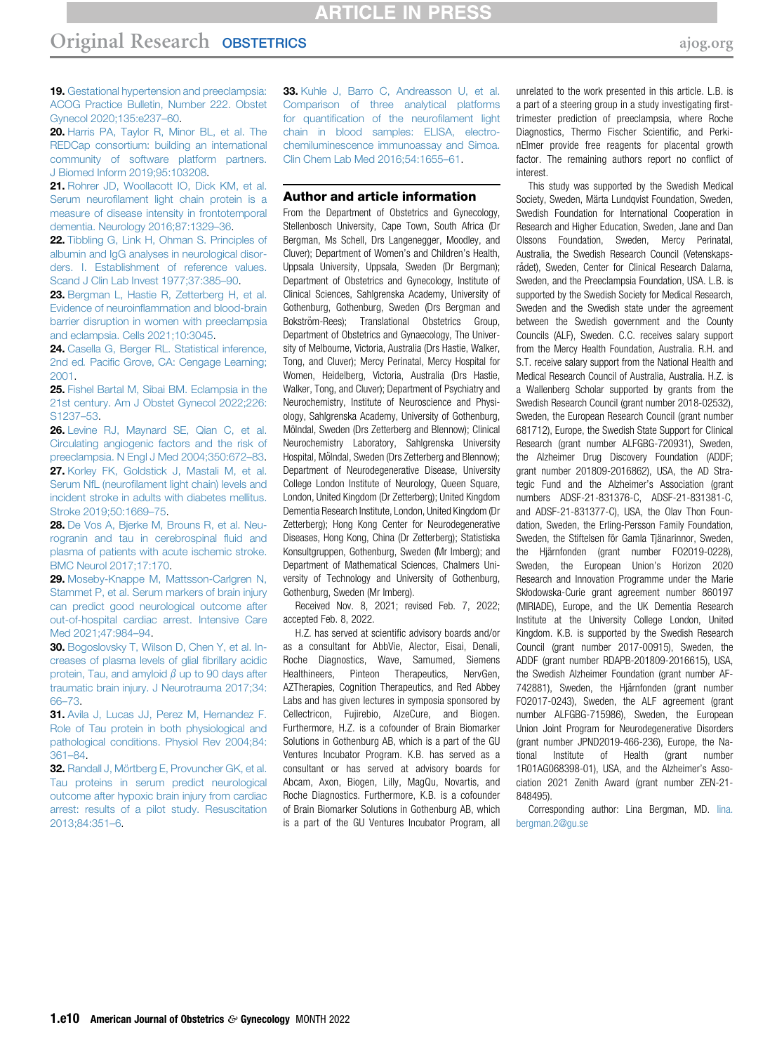19. Gestational hypertension and preeclampsia: ACOG Practice Bulletin, Number 222. Obstet Gynecol 2020;135:e237–60.

20. Harris PA, Taylor R, Minor BL, et al. The REDCap consortium: building an international community of software platform partners. J Biomed Inform 2019;95:103208.

21. Rohrer JD, Woollacott IO, Dick KM, et al. Serum neurofilament light chain protein is a measure of disease intensity in frontotemporal dementia. Neurology 2016;87:1329–36.

22. Tibbling G, Link H, Ohman S. Principles of albumin and IgG analyses in neurological disorders. I. Establishment of reference values. Scand J Clin Lab Invest 1977;37:385–90.

23. Bergman L, Hastie R, Zetterberg H, et al. Evidence of neuroinflammation and blood-brain barrier disruption in women with preeclampsia and eclampsia. Cells 2021;10:3045.

24. Casella G, Berger RL. Statistical inference, 2nd ed. Pacific Grove, CA: Cengage Learning; 2001.

25. Fishel Bartal M, Sibai BM. Eclampsia in the 21st century. Am J Obstet Gynecol 2022;226:S1237–53.

26. Levine RJ, Maynard SE, Qian C, et al. Circulating angiogenic factors and the risk of preeclampsia. N Engl J Med 2004;350:672–83.

27. Korley FK, Goldstick J, Mastali M, et al. Serum NfL (neurofilament light chain) levels and incident stroke in adults with diabetes mellitus. Stroke 2019;50:1669–75.

28. De Vos A, Bjerke M, Brouns R, et al. Neurogranin and tau in cerebrospinal fluid and plasma of patients with acute ischemic stroke. BMC Neurol 2017;17:170.

29. Moseby-Knappe M, Mattsson-Carlgren N, Stammet P, et al. Serum markers of brain injury can predict good neurological outcome after out-of-hospital cardiac arrest. Intensive Care Med 2021;47:984–94.

30. Bogoslovsky T, Wilson D, Chen Y, et al. Increases of plasma levels of glial fibrillary acidic protein, Tau, and amyloid $\beta$ up to 90 days after traumatic brain injury. J Neurotrauma 2017;34:66–73.

31. Avila J, Lucas JJ, Perez M, Hernandez F. Role of Tau protein in both physiological and pathological conditions. Physiol Rev 2004;84:361–84.

32. Randall J, Mörtberg E, Provuncher GK, et al. Tau proteins in serum predict neurological outcome after hypoxic brain injury from cardiac arrest: results of a pilot study. Resuscitation 2013;84:351–6.

33. Kuhle J, Barro C, Andreasson U, et al. Comparison of three analytical platforms for quantification of the neurofilament light chain in blood samples: ELISA, electrochemiluminescence immunoassay and Simoa. Clin Chem Lab Med 2016;54:1655–61.

## Author and article information

From the Department of Obstetrics and Gynecology, Stellenbosch University, Cape Town, South Africa (Dr Bergman, Ms Schell, Drs Langenegger, Moodley, and Cluver); Department of Women's and Children's Health, Uppsala University, Uppsala, Sweden (Dr Bergman); Department of Obstetrics and Gynecology, Institute of Clinical Sciences, Sahlgrenska Academy, University of Gothenburg, Gothenburg, Sweden (Drs Bergman and Bokström-Rees); Translational Obstetrics Group, Department of Obstetrics and Gynaecology, The University of Melbourne, Victoria, Australia (Drs Hastie, Walker, Tong, and Cluver); Mercy Perinatal, Mercy Hospital for Women, Heidelberg, Victoria, Australia (Drs Hastie, Walker, Tong, and Cluver); Department of Psychiatry and Neurochemistry, Institute of Neuroscience and Physiology, Sahlgrenska Academy, University of Gothenburg, Mölndal, Sweden (Drs Zetterberg and Blennow); Clinical Neurochemistry Laboratory, Sahlgrenska University Hospital, Mölndal, Sweden (Drs Zetterberg and Blennow); Department of Neurodegenerative Disease, University College London Institute of Neurology, Queen Square, London, United Kingdom (Dr Zetterberg); United Kingdom Dementia Research Institute, London, United Kingdom (Dr Zetterberg); Hong Kong Center for Neurodegenerative Diseases, Hong Kong, China (Dr Zetterberg); Statistiska Konsultgruppen, Gothenburg, Sweden (Mr Imberg); and Department of Mathematical Sciences, Chalmers University of Technology and University of Gothenburg, Gothenburg, Sweden (Mr Imberg).

Received Nov. 8, 2021; revised Feb. 7, 2022; accepted Feb. 8, 2022.

H.Z. has served at scientific advisory boards and/or as a consultant for AbbVie, Alector, Eisai, Denali, Roche Diagnostics, Wave, Samumed, Siemens Healthineers, Pinteon Therapeutics, NervGen, AZTherapies, Cognition Therapeutics, and Red Abbey Labs and has given lectures in symposia sponsored by Cellectricon, Fujirebio, AlzeCure, and Biogen. Furthermore, H.Z. is a cofounder of Brain Biomarker Solutions in Gothenburg AB, which is a part of the GU Ventures Incubator Program. K.B. has served as a consultant or has served at advisory boards for Abcam, Axon, Biogen, Lilly, MagQu, Novartis, and Roche Diagnostics. Furthermore, K.B. is a cofounder of Brain Biomarker Solutions in Gothenburg AB, which is a part of the GU Ventures Incubator Program, all unrelated to the work presented in this article. L.B. is a part of a steering group in a study investigating first-trimester prediction of preeclampsia, where Roche Diagnostics, Thermo Fischer Scientific, and PerkinElmer provide free reagents for placental growth factor. The remaining authors report no conflict of interest.

This study was supported by the Swedish Medical Society, Sweden, Märta Lundqvist Foundation, Sweden, Swedish Foundation for International Cooperation in Research and Higher Education, Sweden, Jane and Dan Olssons Foundation, Sweden, Mercy Perinatal, Australia, the Swedish Research Council (Vetenskapsrådet), Sweden, Center for Clinical Research Dalarna, Sweden, and the Preeclampsia Foundation, USA. L.B. is supported by the Swedish Society for Medical Research, Sweden and the Swedish state under the agreement between the Swedish government and the County Councils (ALF), Sweden. C.C. receives salary support from the Mercy Health Foundation, Australia. R.H. and S.T. receive salary support from the National Health and Medical Research Council of Australia, Australia. H.Z. is a Wallenberg Scholar supported by grants from the Swedish Research Council (grant number 2018-02532), Sweden, the European Research Council (grant number 681712), Europe, the Swedish State Support for Clinical Research (grant number ALFGBG-720931), Sweden, the Alzheimer Drug Discovery Foundation (ADDF; grant number 201809-2016862), USA, the AD Strategic Fund and the Alzheimer's Association (grant numbers ADSF-21-831376-C, ADSF-21-831381-C, and ADSF-21-831377-C), USA, the Olav Thon Foundation, Sweden, the Erling-Persson Family Foundation, Sweden, the Stiftelsen för Gamla Tjänarinnor, Sweden, the Hjärnfonden (grant number FO2019-0228), Sweden, the European Union's Horizon 2020 Research and Innovation Programme under the Marie Skłodowska-Curie grant agreement number 860197 (MIRIADE), Europe, and the UK Dementia Research Institute at the University College London, United Kingdom. K.B. is supported by the Swedish Research Council (grant number 2017-00915), Sweden, the ADDF (grant number RDAPB-201809-2016615), USA, the Swedish Alzheimer Foundation (grant number AF-742881), Sweden, the Hjärnfonden (grant number FO2017-0243), Sweden, the ALF agreement (grant number ALFGBG-715986), Sweden, the European Union Joint Program for Neurodegenerative Disorders (grant number JPND2019-466-236), Europe, the National Institute of Health (grant number 1R01AG068398-01), USA, and the Alzheimer's Association 2021 Zenith Award (grant number ZEN-21-848495).

Corresponding author: Lina Bergman, MD. lina.bergman.2@gu.se